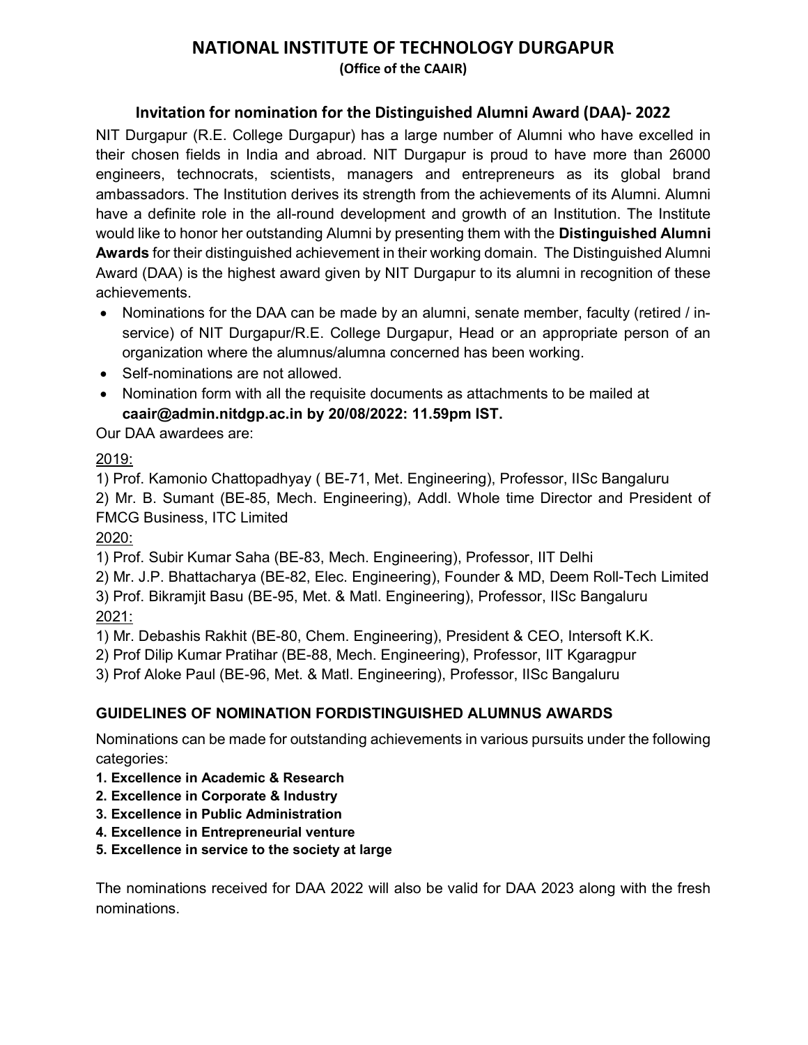# NATIONAL INSTITUTE OF TECHNOLOGY DURGAPUR

**(Office of the CAAIR)**

## Invitation for nomination for the Distinguished Alumni Award (DAA)- 2022

NIT Durgapur (R.E. College Durgapur) has a large number of Alumni who have excelled in their chosen fields in India and abroad. NIT Durgapur is proud to have more than 26000 engineers, technocrats, scientists, managers and entrepreneurs as its global brand ambassadors. The Institution derives its strength from the achievements of its Alumni. Alumni have a definite role in the all-round development and growth of an Institution. The Institute would like to honor her outstanding Alumni by presenting them with the **Distinguished Alumni Awards** for their distinguished achievement in their working domain. The Distinguished Alumni Award (DAA) is the highest award given by NIT Durgapur to its alumni in recognition of these achievements.

- Nominations for the DAA can be made by an alumni, senate member, faculty (retired / in-service) of NIT Durgapur/R.E. College Durgapur, Head or an appropriate person of an organization where the alumnus/alumna concerned has been working.
- Self-nominations are not allowed.
- Nomination form with all the requisite documents as attachments to be mailed at **caair@admin.nitdgp.ac.in by 20/08/2022: 11.59pm IST.**

Our DAA awardees are:

2019:

1) Prof. Kamonio Chattopadhyay ( BE-71, Met. Engineering), Professor, IISc Bangaluru
2) Mr. B. Sumant (BE-85, Mech. Engineering), Addl. Whole time Director and President of FMCG Business, ITC Limited

2020:

1) Prof. Subir Kumar Saha (BE-83, Mech. Engineering), Professor, IIT Delhi
2) Mr. J.P. Bhattacharya (BE-82, Elec. Engineering), Founder & MD, Deem Roll-Tech Limited
3) Prof. Bikramjit Basu (BE-95, Met. & Matl. Engineering), Professor, IISc Bangaluru

2021:

1) Mr. Debashis Rakhit (BE-80, Chem. Engineering), President & CEO, Intersoft K.K.
2) Prof Dilip Kumar Pratihar (BE-88, Mech. Engineering), Professor, IIT Kgaragpur
3) Prof Aloke Paul (BE-96, Met. & Matl. Engineering), Professor, IISc Bangaluru

### GUIDELINES OF NOMINATION FORDISTINGUISHED ALUMNUS AWARDS

Nominations can be made for outstanding achievements in various pursuits under the following categories:

1. **Excellence in Academic & Research**
2. **Excellence in Corporate & Industry**
3. **Excellence in Public Administration**
4. **Excellence in Entrepreneurial venture**
5. **Excellence in service to the society at large**

The nominations received for DAA 2022 will also be valid for DAA 2023 along with the fresh nominations.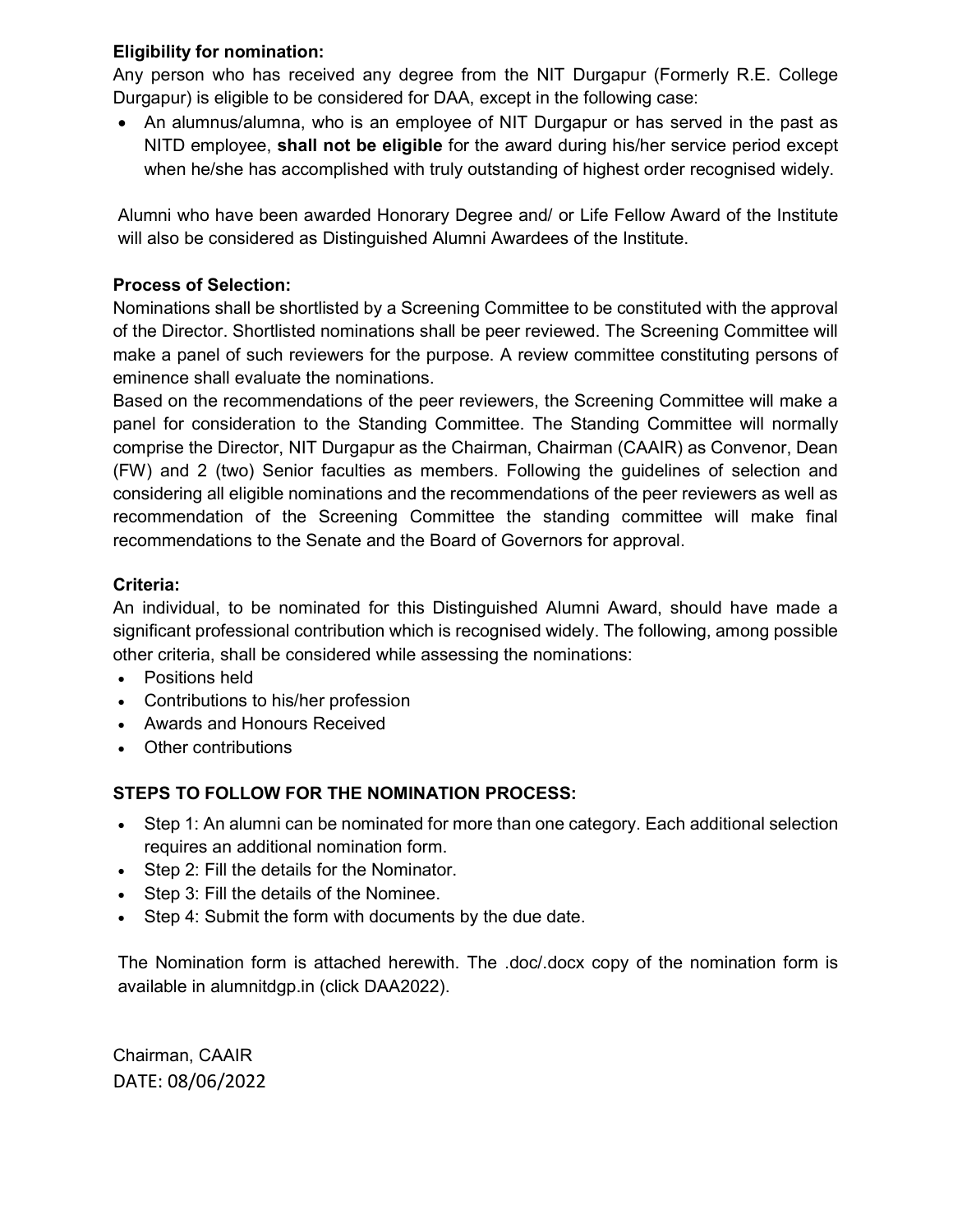**Eligibility for nomination:**

Any person who has received any degree from the NIT Durgapur (Formerly R.E. College Durgapur) is eligible to be considered for DAA, except in the following case:

- An alumnus/alumna, who is an employee of NIT Durgapur or has served in the past as NITD employee, **shall not be eligible** for the award during his/her service period except when he/she has accomplished with truly outstanding of highest order recognised widely.

Alumni who have been awarded Honorary Degree and/ or Life Fellow Award of the Institute will also be considered as Distinguished Alumni Awardees of the Institute.

**Process of Selection:**

Nominations shall be shortlisted by a Screening Committee to be constituted with the approval of the Director. Shortlisted nominations shall be peer reviewed. The Screening Committee will make a panel of such reviewers for the purpose. A review committee constituting persons of eminence shall evaluate the nominations.

Based on the recommendations of the peer reviewers, the Screening Committee will make a panel for consideration to the Standing Committee. The Standing Committee will normally comprise the Director, NIT Durgapur as the Chairman, Chairman (CAAIR) as Convenor, Dean (FW) and 2 (two) Senior faculties as members. Following the guidelines of selection and considering all eligible nominations and the recommendations of the peer reviewers as well as recommendation of the Screening Committee the standing committee will make final recommendations to the Senate and the Board of Governors for approval.

**Criteria:**

An individual, to be nominated for this Distinguished Alumni Award, should have made a significant professional contribution which is recognised widely. The following, among possible other criteria, shall be considered while assessing the nominations:

- Positions held
- Contributions to his/her profession
- Awards and Honours Received
- Other contributions

**STEPS TO FOLLOW FOR THE NOMINATION PROCESS:**

- Step 1: An alumni can be nominated for more than one category. Each additional selection requires an additional nomination form.
- Step 2: Fill the details for the Nominator.
- Step 3: Fill the details of the Nominee.
- Step 4: Submit the form with documents by the due date.

The Nomination form is attached herewith. The .doc/.docx copy of the nomination form is available in alumnitdgp.in (click DAA2022).

Chairman, CAAIR

DATE: 08/06/2022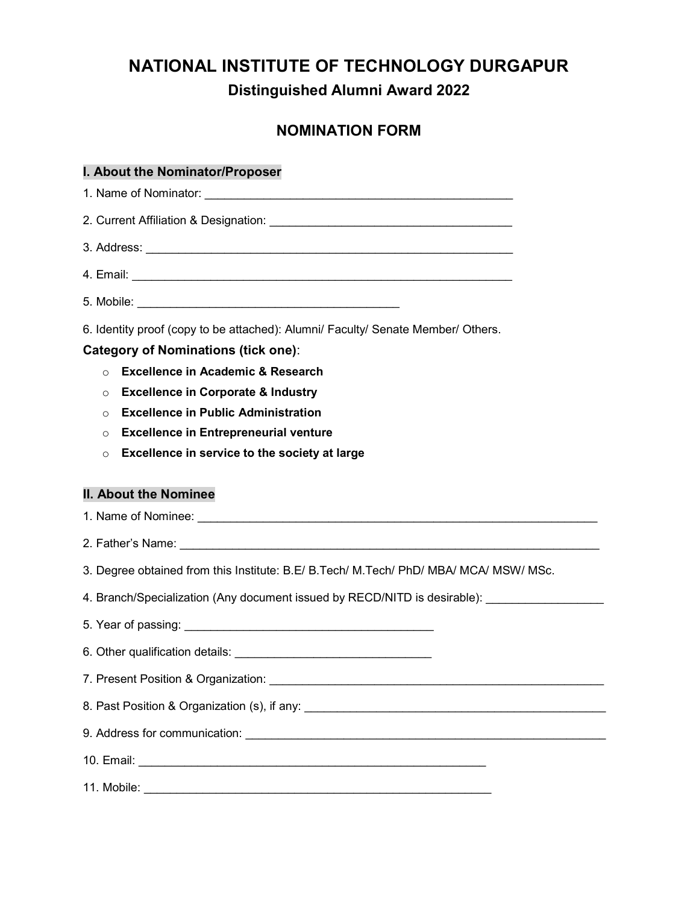# NATIONAL INSTITUTE OF TECHNOLOGY DURGAPUR

## Distinguished Alumni Award 2022

## NOMINATION FORM

### I. About the Nominator/Proposer

1. Name of Nominator: ________________________________________________

2. Current Affiliation & Designation: _____________________________________

3. Address: ________________________________________________________

4. Email: __________________________________________________________

5. Mobile: ________________________________________

6. Identity proof (copy to be attached): Alumni/ Faculty/ Senate Member/ Others.

**Category of Nominations (tick one)**:

- **Excellence in Academic & Research**
- **Excellence in Corporate & Industry**
- **Excellence in Public Administration**
- **Excellence in Entrepreneurial venture**
- **Excellence in service to the society at large**

### II. About the Nominee

1. Name of Nominee: ______________________________________________________________

2. Father's Name: ________________________________________________________________

3. Degree obtained from this Institute: B.E/ B.Tech/ M.Tech/ PhD/ MBA/ MCA/ MSW/ MSc.

4. Branch/Specialization (Any document issued by RECD/NITD is desirable): __________________

5. Year of passing: ______________________________________

6. Other qualification details: ______________________________

7. Present Position & Organization: ____________________________________________________

8. Past Position & Organization (s), if any: _______________________________________________

9. Address for communication: _________________________________________________________

10. Email: ______________________________________________________

11. Mobile: _____________________________________________________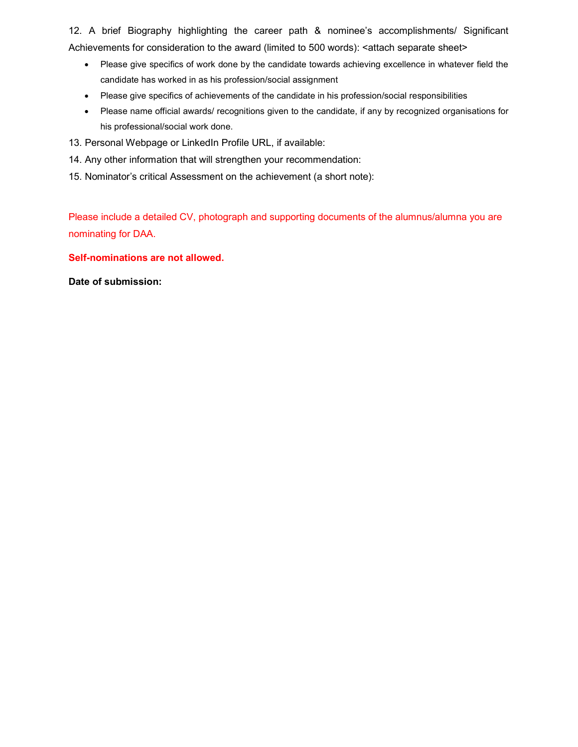12. A brief Biography highlighting the career path & nominee's accomplishments/ Significant Achievements for consideration to the award (limited to 500 words): <attach separate sheet>

- Please give specifics of work done by the candidate towards achieving excellence in whatever field the candidate has worked in as his profession/social assignment
- Please give specifics of achievements of the candidate in his profession/social responsibilities
- Please name official awards/ recognitions given to the candidate, if any by recognized organisations for his professional/social work done.

13. Personal Webpage or LinkedIn Profile URL, if available:

14. Any other information that will strengthen your recommendation:

15. Nominator's critical Assessment on the achievement (a short note):

Please include a detailed CV, photograph and supporting documents of the alumnus/alumna you are nominating for DAA.

**Self-nominations are not allowed.**

**Date of submission:**